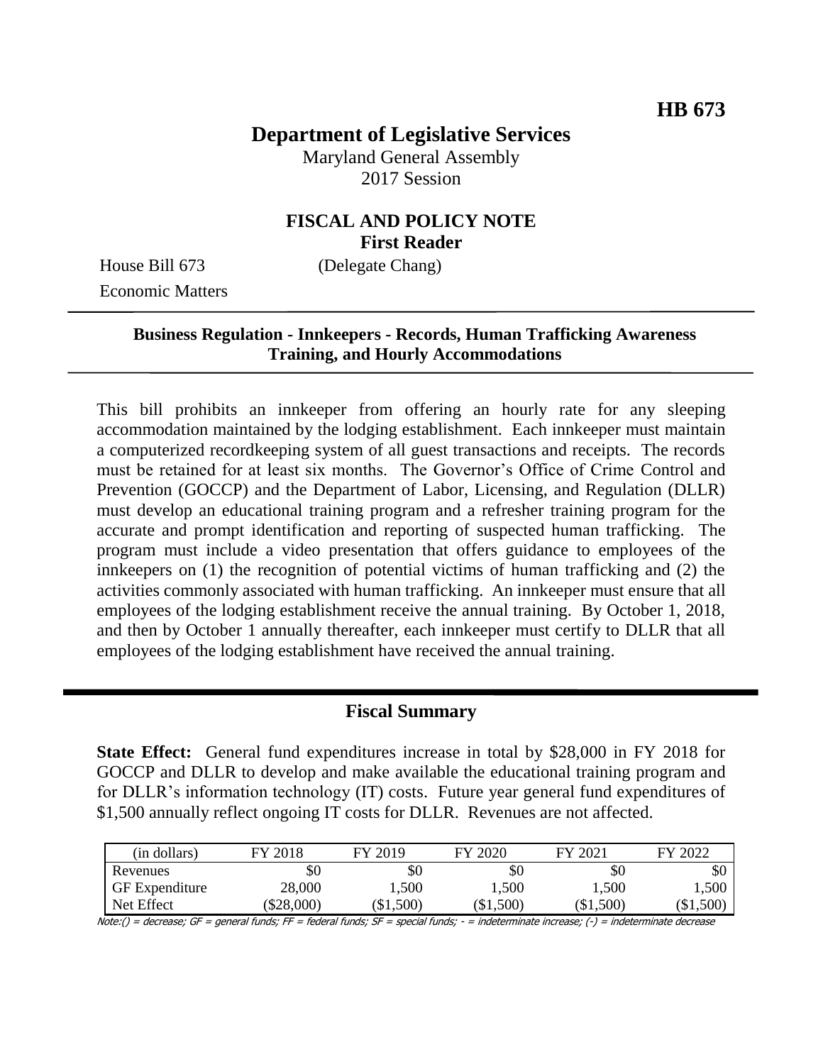**HB 673**

# Department of Legislative Services

Maryland General Assembly
2017 Session

## FISCAL AND POLICY NOTE
**First Reader**

House Bill 673 (Delegate Chang)
Economic Matters

---

**Business Regulation - Innkeepers - Records, Human Trafficking Awareness Training, and Hourly Accommodations**

---

This bill prohibits an innkeeper from offering an hourly rate for any sleeping accommodation maintained by the lodging establishment. Each innkeeper must maintain a computerized recordkeeping system of all guest transactions and receipts. The records must be retained for at least six months. The Governor's Office of Crime Control and Prevention (GOCCP) and the Department of Labor, Licensing, and Regulation (DLLR) must develop an educational training program and a refresher training program for the accurate and prompt identification and reporting of suspected human trafficking. The program must include a video presentation that offers guidance to employees of the innkeepers on (1) the recognition of potential victims of human trafficking and (2) the activities commonly associated with human trafficking. An innkeeper must ensure that all employees of the lodging establishment receive the annual training. By October 1, 2018, and then by October 1 annually thereafter, each innkeeper must certify to DLLR that all employees of the lodging establishment have received the annual training.

---

## Fiscal Summary

**State Effect:** General fund expenditures increase in total by $28,000 in FY 2018 for GOCCP and DLLR to develop and make available the educational training program and for DLLR's information technology (IT) costs. Future year general fund expenditures of $1,500 annually reflect ongoing IT costs for DLLR. Revenues are not affected.

| (in dollars) | FY 2018 | FY 2019 | FY 2020 | FY 2021 | FY 2022 |
|---|---|---|---|---|---|
| Revenues | $0 | $0 | $0 | $0 | $0 |
| GF Expenditure | 28,000 | 1,500 | 1,500 | 1,500 | 1,500 |
| Net Effect | ($28,000) | ($1,500) | ($1,500) | ($1,500) | ($1,500) |

Note:() = decrease; GF = general funds; FF = federal funds; SF = special funds; - = indeterminate increase; (-) = indeterminate decrease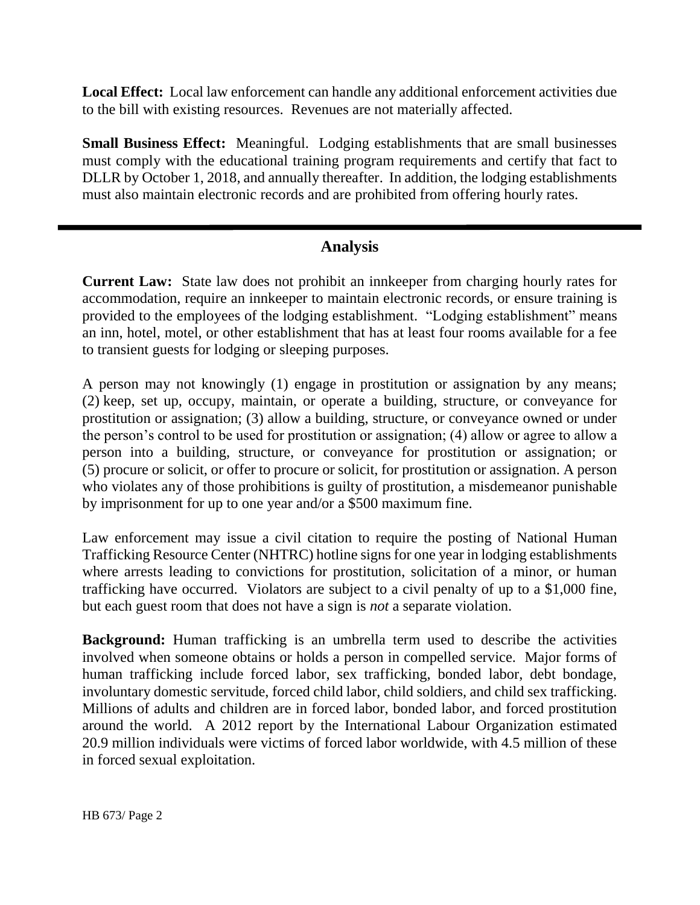**Local Effect:** Local law enforcement can handle any additional enforcement activities due to the bill with existing resources. Revenues are not materially affected.

**Small Business Effect:** Meaningful. Lodging establishments that are small businesses must comply with the educational training program requirements and certify that fact to DLLR by October 1, 2018, and annually thereafter. In addition, the lodging establishments must also maintain electronic records and are prohibited from offering hourly rates.

---

## Analysis

**Current Law:** State law does not prohibit an innkeeper from charging hourly rates for accommodation, require an innkeeper to maintain electronic records, or ensure training is provided to the employees of the lodging establishment. "Lodging establishment" means an inn, hotel, motel, or other establishment that has at least four rooms available for a fee to transient guests for lodging or sleeping purposes.

A person may not knowingly (1) engage in prostitution or assignation by any means; (2) keep, set up, occupy, maintain, or operate a building, structure, or conveyance for prostitution or assignation; (3) allow a building, structure, or conveyance owned or under the person's control to be used for prostitution or assignation; (4) allow or agree to allow a person into a building, structure, or conveyance for prostitution or assignation; or (5) procure or solicit, or offer to procure or solicit, for prostitution or assignation. A person who violates any of those prohibitions is guilty of prostitution, a misdemeanor punishable by imprisonment for up to one year and/or a $500 maximum fine.

Law enforcement may issue a civil citation to require the posting of National Human Trafficking Resource Center (NHTRC) hotline signs for one year in lodging establishments where arrests leading to convictions for prostitution, solicitation of a minor, or human trafficking have occurred. Violators are subject to a civil penalty of up to a $1,000 fine, but each guest room that does not have a sign is *not* a separate violation.

**Background:** Human trafficking is an umbrella term used to describe the activities involved when someone obtains or holds a person in compelled service. Major forms of human trafficking include forced labor, sex trafficking, bonded labor, debt bondage, involuntary domestic servitude, forced child labor, child soldiers, and child sex trafficking. Millions of adults and children are in forced labor, bonded labor, and forced prostitution around the world. A 2012 report by the International Labour Organization estimated 20.9 million individuals were victims of forced labor worldwide, with 4.5 million of these in forced sexual exploitation.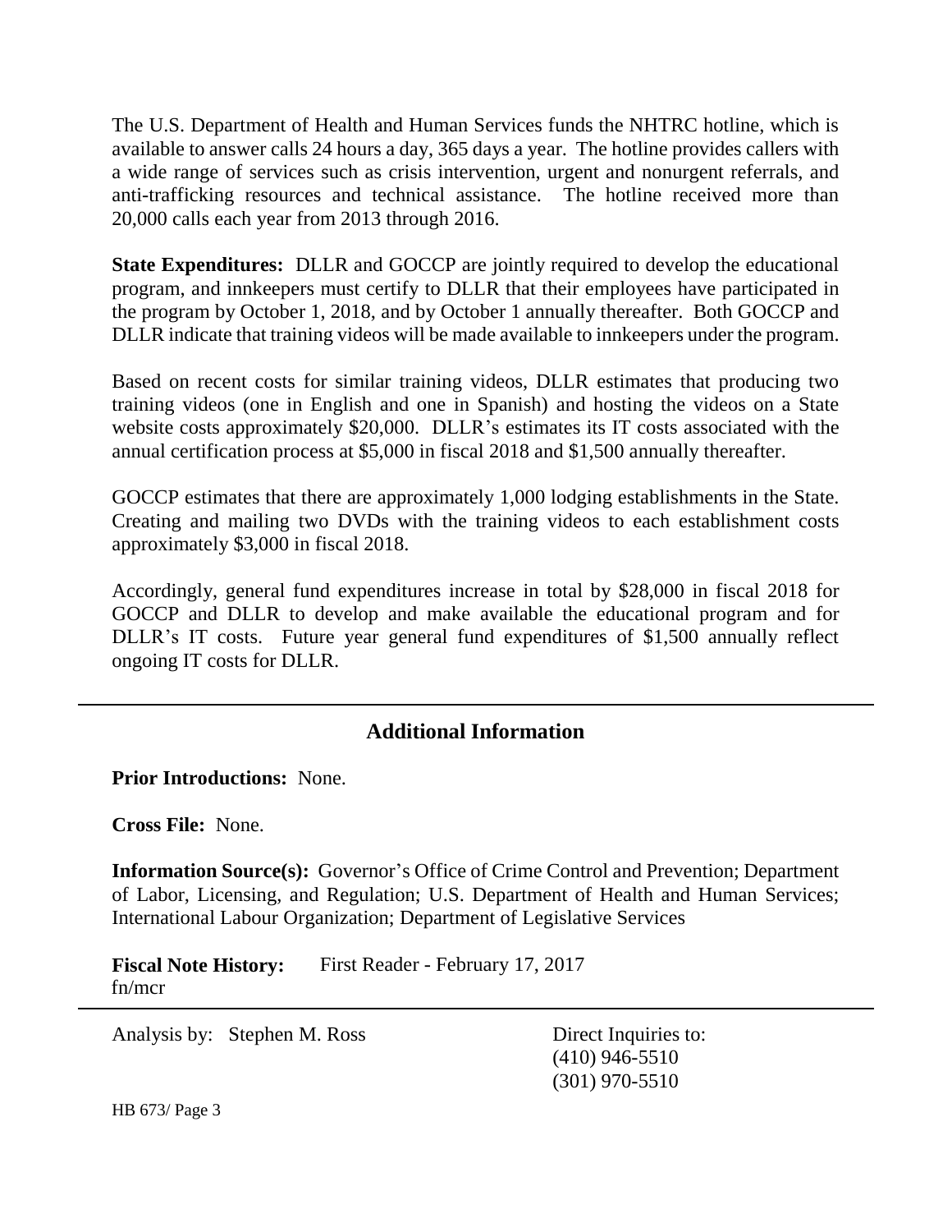The U.S. Department of Health and Human Services funds the NHTRC hotline, which is available to answer calls 24 hours a day, 365 days a year. The hotline provides callers with a wide range of services such as crisis intervention, urgent and nonurgent referrals, and anti-trafficking resources and technical assistance. The hotline received more than 20,000 calls each year from 2013 through 2016.

**State Expenditures:** DLLR and GOCCP are jointly required to develop the educational program, and innkeepers must certify to DLLR that their employees have participated in the program by October 1, 2018, and by October 1 annually thereafter. Both GOCCP and DLLR indicate that training videos will be made available to innkeepers under the program.

Based on recent costs for similar training videos, DLLR estimates that producing two training videos (one in English and one in Spanish) and hosting the videos on a State website costs approximately $20,000. DLLR's estimates its IT costs associated with the annual certification process at $5,000 in fiscal 2018 and $1,500 annually thereafter.

GOCCP estimates that there are approximately 1,000 lodging establishments in the State. Creating and mailing two DVDs with the training videos to each establishment costs approximately $3,000 in fiscal 2018.

Accordingly, general fund expenditures increase in total by $28,000 in fiscal 2018 for GOCCP and DLLR to develop and make available the educational program and for DLLR's IT costs. Future year general fund expenditures of $1,500 annually reflect ongoing IT costs for DLLR.

## Additional Information

**Prior Introductions:** None.

**Cross File:** None.

**Information Source(s):** Governor's Office of Crime Control and Prevention; Department of Labor, Licensing, and Regulation; U.S. Department of Health and Human Services; International Labour Organization; Department of Legislative Services

**Fiscal Note History:** First Reader - February 17, 2017
fn/mcr

Analysis by: Stephen M. Ross

Direct Inquiries to:
(410) 946-5510
(301) 970-5510